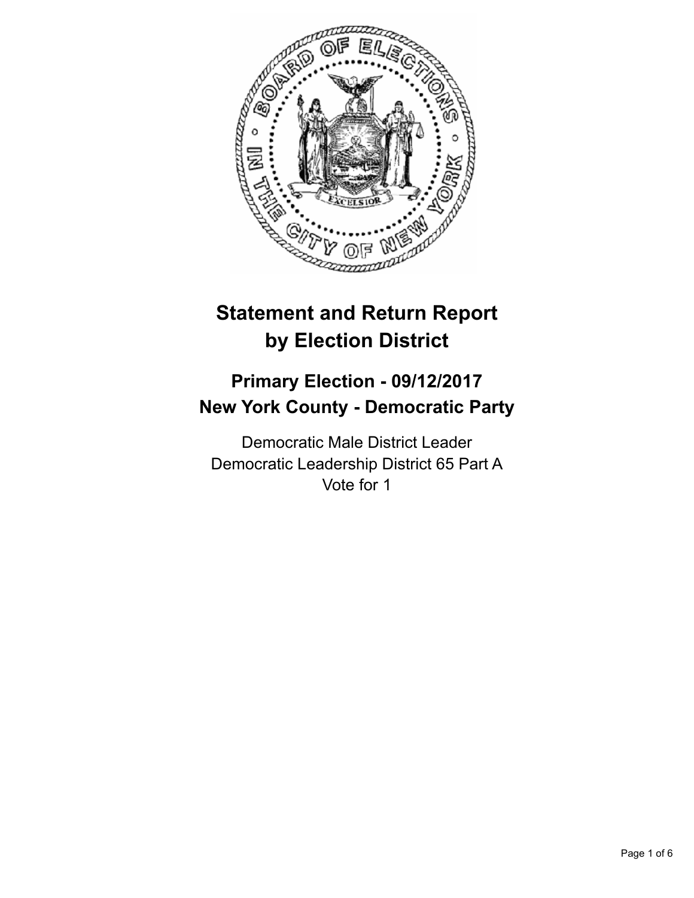# Statement and Return Report by Election District

## Primary Election - 09/12/2017
## New York County - Democratic Party

Democratic Male District Leader
Democratic Leadership District 65 Part A
Vote for 1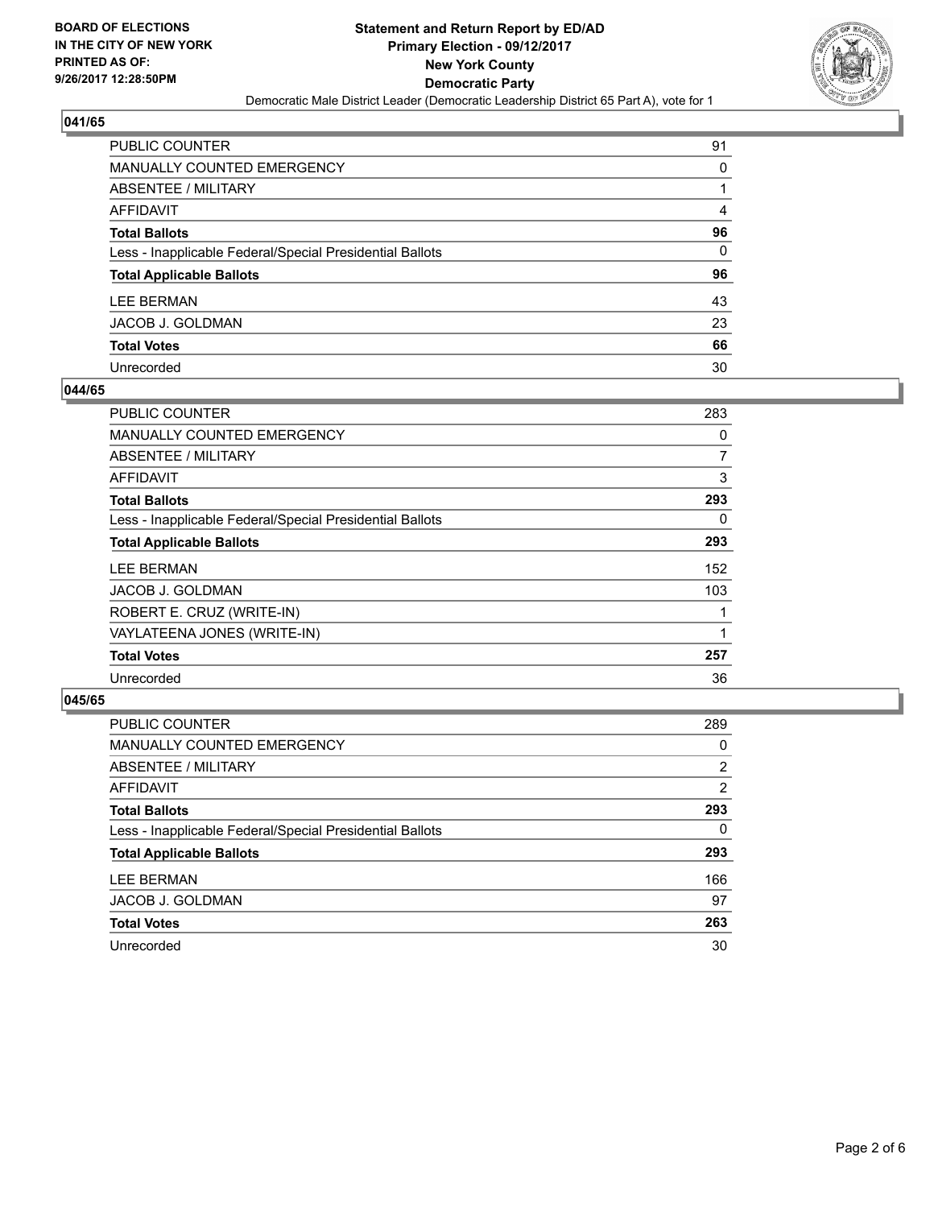**BOARD OF ELECTIONS**
**IN THE CITY OF NEW YORK**
**PRINTED AS OF:**
**9/26/2017 12:28:50PM**

**Statement and Return Report by ED/AD**
**Primary Election - 09/12/2017**
**New York County**
**Democratic Party**
Democratic Male District Leader (Democratic Leadership District 65 Part A), vote for 1

### 041/65

| | |
|---|---|
| PUBLIC COUNTER | 91 |
| MANUALLY COUNTED EMERGENCY | 0 |
| ABSENTEE / MILITARY | 1 |
| AFFIDAVIT | 4 |
| **Total Ballots** | **96** |
| Less - Inapplicable Federal/Special Presidential Ballots | 0 |
| **Total Applicable Ballots** | **96** |
| LEE BERMAN | 43 |
| JACOB J. GOLDMAN | 23 |
| **Total Votes** | **66** |
| Unrecorded | 30 |

### 044/65

| | |
|---|---|
| PUBLIC COUNTER | 283 |
| MANUALLY COUNTED EMERGENCY | 0 |
| ABSENTEE / MILITARY | 7 |
| AFFIDAVIT | 3 |
| **Total Ballots** | **293** |
| Less - Inapplicable Federal/Special Presidential Ballots | 0 |
| **Total Applicable Ballots** | **293** |
| LEE BERMAN | 152 |
| JACOB J. GOLDMAN | 103 |
| ROBERT E. CRUZ (WRITE-IN) | 1 |
| VAYLATEENA JONES (WRITE-IN) | 1 |
| **Total Votes** | **257** |
| Unrecorded | 36 |

### 045/65

| | |
|---|---|
| PUBLIC COUNTER | 289 |
| MANUALLY COUNTED EMERGENCY | 0 |
| ABSENTEE / MILITARY | 2 |
| AFFIDAVIT | 2 |
| **Total Ballots** | **293** |
| Less - Inapplicable Federal/Special Presidential Ballots | 0 |
| **Total Applicable Ballots** | **293** |
| LEE BERMAN | 166 |
| JACOB J. GOLDMAN | 97 |
| **Total Votes** | **263** |
| Unrecorded | 30 |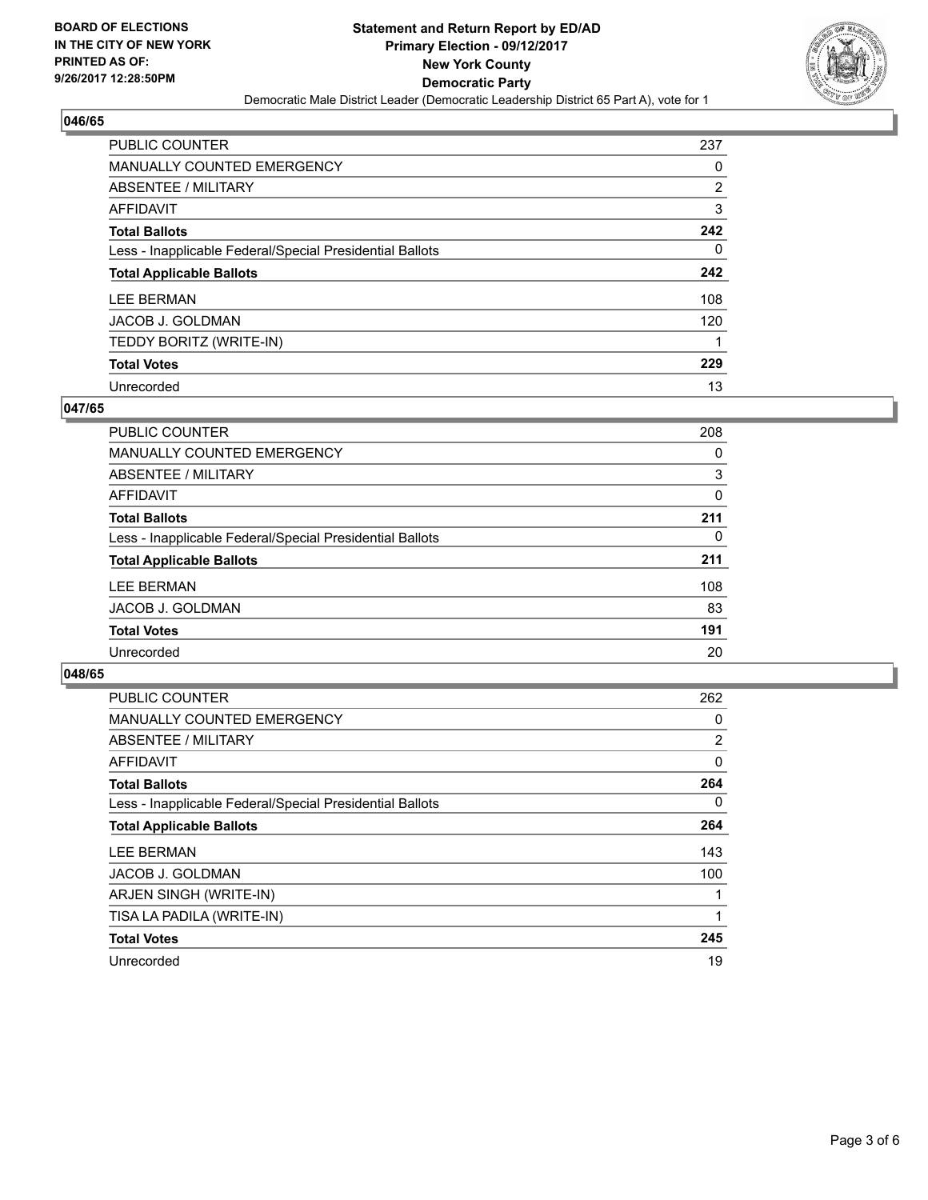**BOARD OF ELECTIONS IN THE CITY OF NEW YORK PRINTED AS OF: 9/26/2017 12:28:50PM**

**Statement and Return Report by ED/AD**
**Primary Election - 09/12/2017**
**New York County**
**Democratic Party**
Democratic Male District Leader (Democratic Leadership District 65 Part A), vote for 1

### 046/65

| | |
|---|---|
| PUBLIC COUNTER | 237 |
| MANUALLY COUNTED EMERGENCY | 0 |
| ABSENTEE / MILITARY | 2 |
| AFFIDAVIT | 3 |
| **Total Ballots** | **242** |
| Less - Inapplicable Federal/Special Presidential Ballots | 0 |
| **Total Applicable Ballots** | **242** |
| LEE BERMAN | 108 |
| JACOB J. GOLDMAN | 120 |
| TEDDY BORITZ (WRITE-IN) | 1 |
| **Total Votes** | **229** |
| Unrecorded | 13 |

### 047/65

| | |
|---|---|
| PUBLIC COUNTER | 208 |
| MANUALLY COUNTED EMERGENCY | 0 |
| ABSENTEE / MILITARY | 3 |
| AFFIDAVIT | 0 |
| **Total Ballots** | **211** |
| Less - Inapplicable Federal/Special Presidential Ballots | 0 |
| **Total Applicable Ballots** | **211** |
| LEE BERMAN | 108 |
| JACOB J. GOLDMAN | 83 |
| **Total Votes** | **191** |
| Unrecorded | 20 |

### 048/65

| | |
|---|---|
| PUBLIC COUNTER | 262 |
| MANUALLY COUNTED EMERGENCY | 0 |
| ABSENTEE / MILITARY | 2 |
| AFFIDAVIT | 0 |
| **Total Ballots** | **264** |
| Less - Inapplicable Federal/Special Presidential Ballots | 0 |
| **Total Applicable Ballots** | **264** |
| LEE BERMAN | 143 |
| JACOB J. GOLDMAN | 100 |
| ARJEN SINGH (WRITE-IN) | 1 |
| TISA LA PADILA (WRITE-IN) | 1 |
| **Total Votes** | **245** |
| Unrecorded | 19 |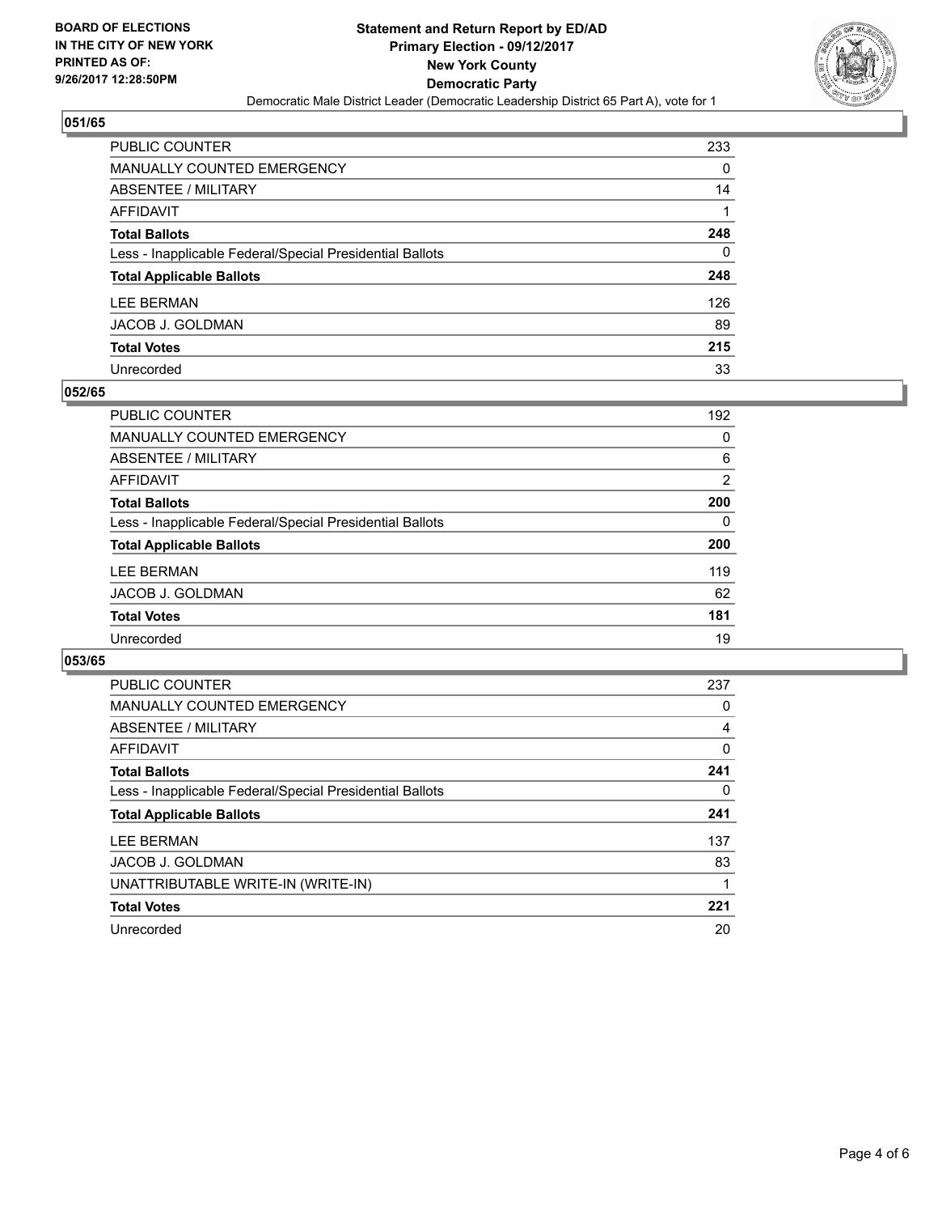BOARD OF ELECTIONS
IN THE CITY OF NEW YORK
PRINTED AS OF:
9/26/2017 12:28:50PM

**Statement and Return Report by ED/AD**
**Primary Election - 09/12/2017**
**New York County**
**Democratic Party**
Democratic Male District Leader (Democratic Leadership District 65 Part A), vote for 1

### 051/65

| | |
|---|---|
| PUBLIC COUNTER | 233 |
| MANUALLY COUNTED EMERGENCY | 0 |
| ABSENTEE / MILITARY | 14 |
| AFFIDAVIT | 1 |
| **Total Ballots** | **248** |
| Less - Inapplicable Federal/Special Presidential Ballots | 0 |
| **Total Applicable Ballots** | **248** |
| LEE BERMAN | 126 |
| JACOB J. GOLDMAN | 89 |
| **Total Votes** | **215** |
| Unrecorded | 33 |

### 052/65

| | |
|---|---|
| PUBLIC COUNTER | 192 |
| MANUALLY COUNTED EMERGENCY | 0 |
| ABSENTEE / MILITARY | 6 |
| AFFIDAVIT | 2 |
| **Total Ballots** | **200** |
| Less - Inapplicable Federal/Special Presidential Ballots | 0 |
| **Total Applicable Ballots** | **200** |
| LEE BERMAN | 119 |
| JACOB J. GOLDMAN | 62 |
| **Total Votes** | **181** |
| Unrecorded | 19 |

### 053/65

| | |
|---|---|
| PUBLIC COUNTER | 237 |
| MANUALLY COUNTED EMERGENCY | 0 |
| ABSENTEE / MILITARY | 4 |
| AFFIDAVIT | 0 |
| **Total Ballots** | **241** |
| Less - Inapplicable Federal/Special Presidential Ballots | 0 |
| **Total Applicable Ballots** | **241** |
| LEE BERMAN | 137 |
| JACOB J. GOLDMAN | 83 |
| UNATTRIBUTABLE WRITE-IN (WRITE-IN) | 1 |
| **Total Votes** | **221** |
| Unrecorded | 20 |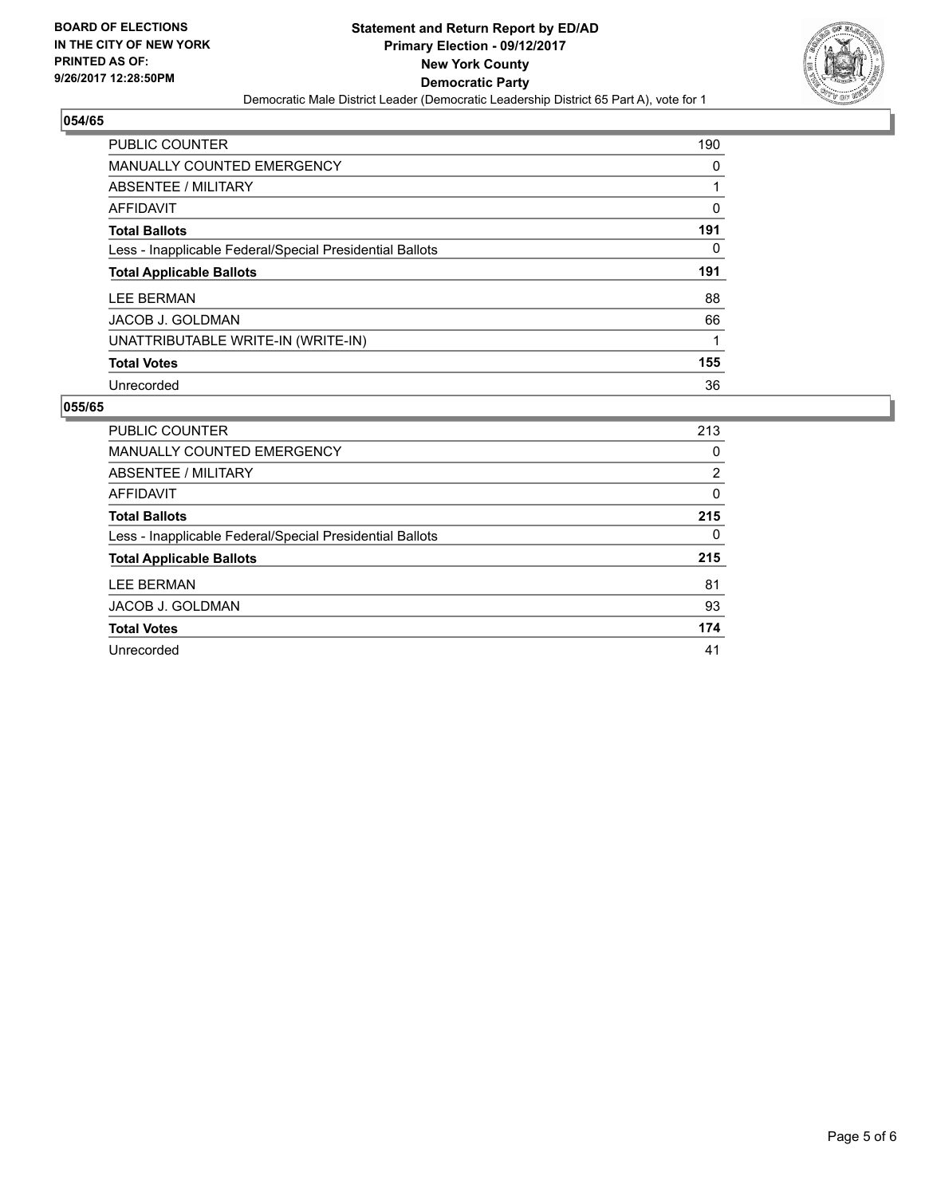**BOARD OF ELECTIONS IN THE CITY OF NEW YORK PRINTED AS OF: 9/26/2017 12:28:50PM**

**Statement and Return Report by ED/AD**
**Primary Election - 09/12/2017**
**New York County**
**Democratic Party**
Democratic Male District Leader (Democratic Leadership District 65 Part A), vote for 1

### 054/65

| | |
|---|---|
| PUBLIC COUNTER | 190 |
| MANUALLY COUNTED EMERGENCY | 0 |
| ABSENTEE / MILITARY | 1 |
| AFFIDAVIT | 0 |
| **Total Ballots** | **191** |
| Less - Inapplicable Federal/Special Presidential Ballots | 0 |
| **Total Applicable Ballots** | **191** |
| LEE BERMAN | 88 |
| JACOB J. GOLDMAN | 66 |
| UNATTRIBUTABLE WRITE-IN (WRITE-IN) | 1 |
| **Total Votes** | **155** |
| Unrecorded | 36 |

### 055/65

| | |
|---|---|
| PUBLIC COUNTER | 213 |
| MANUALLY COUNTED EMERGENCY | 0 |
| ABSENTEE / MILITARY | 2 |
| AFFIDAVIT | 0 |
| **Total Ballots** | **215** |
| Less - Inapplicable Federal/Special Presidential Ballots | 0 |
| **Total Applicable Ballots** | **215** |
| LEE BERMAN | 81 |
| JACOB J. GOLDMAN | 93 |
| **Total Votes** | **174** |
| Unrecorded | 41 |